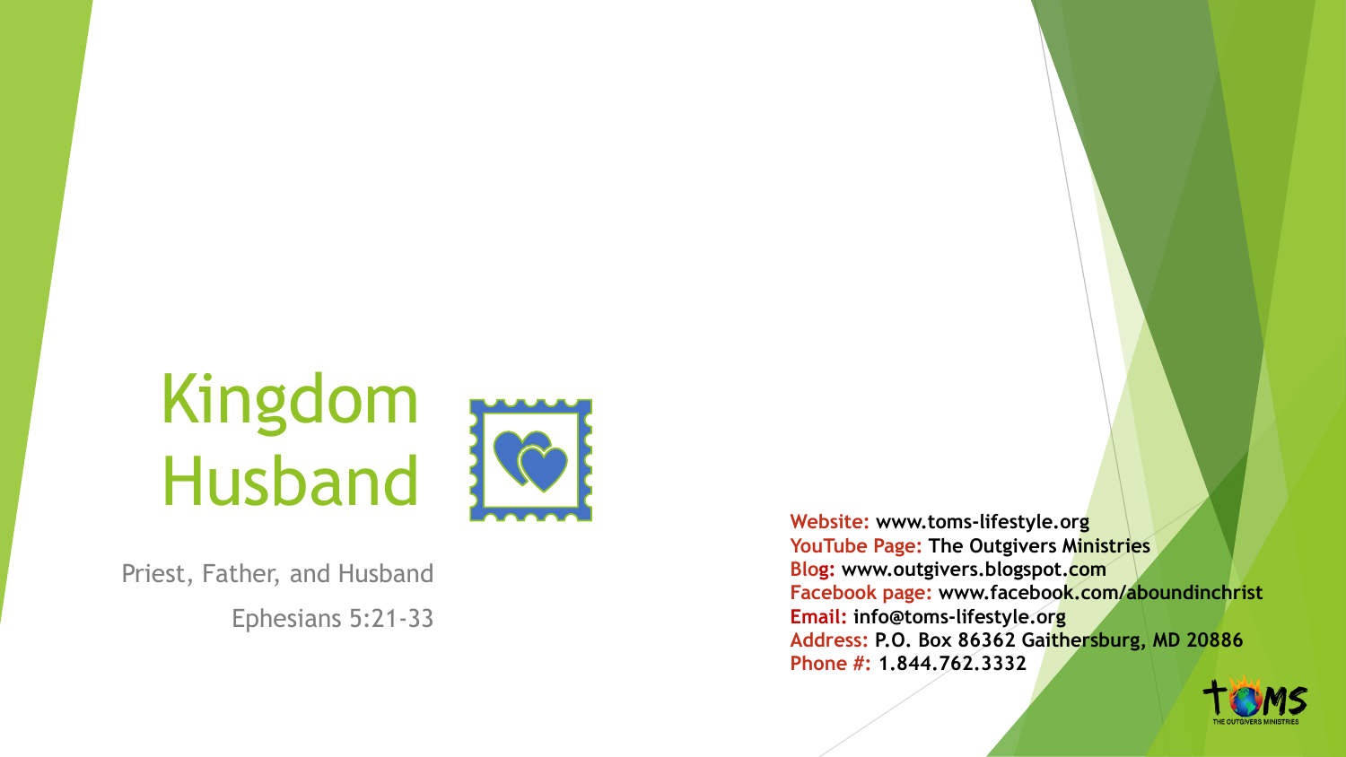# Kingdom Husband

Priest, Father, and Husband

Ephesians 5:21-33

**Website:** **www.toms-lifestyle.org**
**YouTube Page:** **The Outgivers Ministries**
**Blog:** **www.outgivers.blogspot.com**
**Facebook page:** **www.facebook.com/aboundinchrist**
**Email:** **info@toms-lifestyle.org**
**Address:** **P.O. Box 86362 Gaithersburg, MD 20886**
**Phone #:** **1.844.762.3332**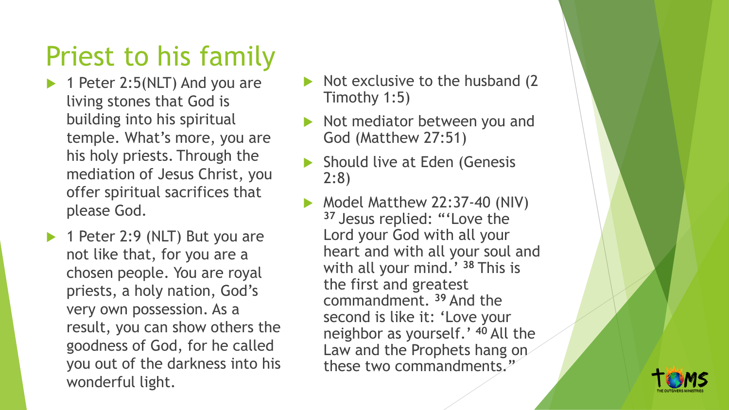# Priest to his family

- 1 Peter 2:5(NLT) And you are living stones that God is building into his spiritual temple. What's more, you are his holy priests. Through the mediation of Jesus Christ, you offer spiritual sacrifices that please God.
- 1 Peter 2:9 (NLT) But you are not like that, for you are a chosen people. You are royal priests, a holy nation, God's very own possession. As a result, you can show others the goodness of God, for he called you out of the darkness into his wonderful light.
- Not exclusive to the husband (2 Timothy 1:5)
- Not mediator between you and God (Matthew 27:51)
- Should live at Eden (Genesis 2:8)
- Model Matthew 22:37-40 (NIV) [37] Jesus replied: "'Love the Lord your God with all your heart and with all your soul and with all your mind.' [38] This is the first and greatest commandment. [39] And the second is like it: 'Love your neighbor as yourself.' [40] All the Law and the Prophets hang on these two commandments."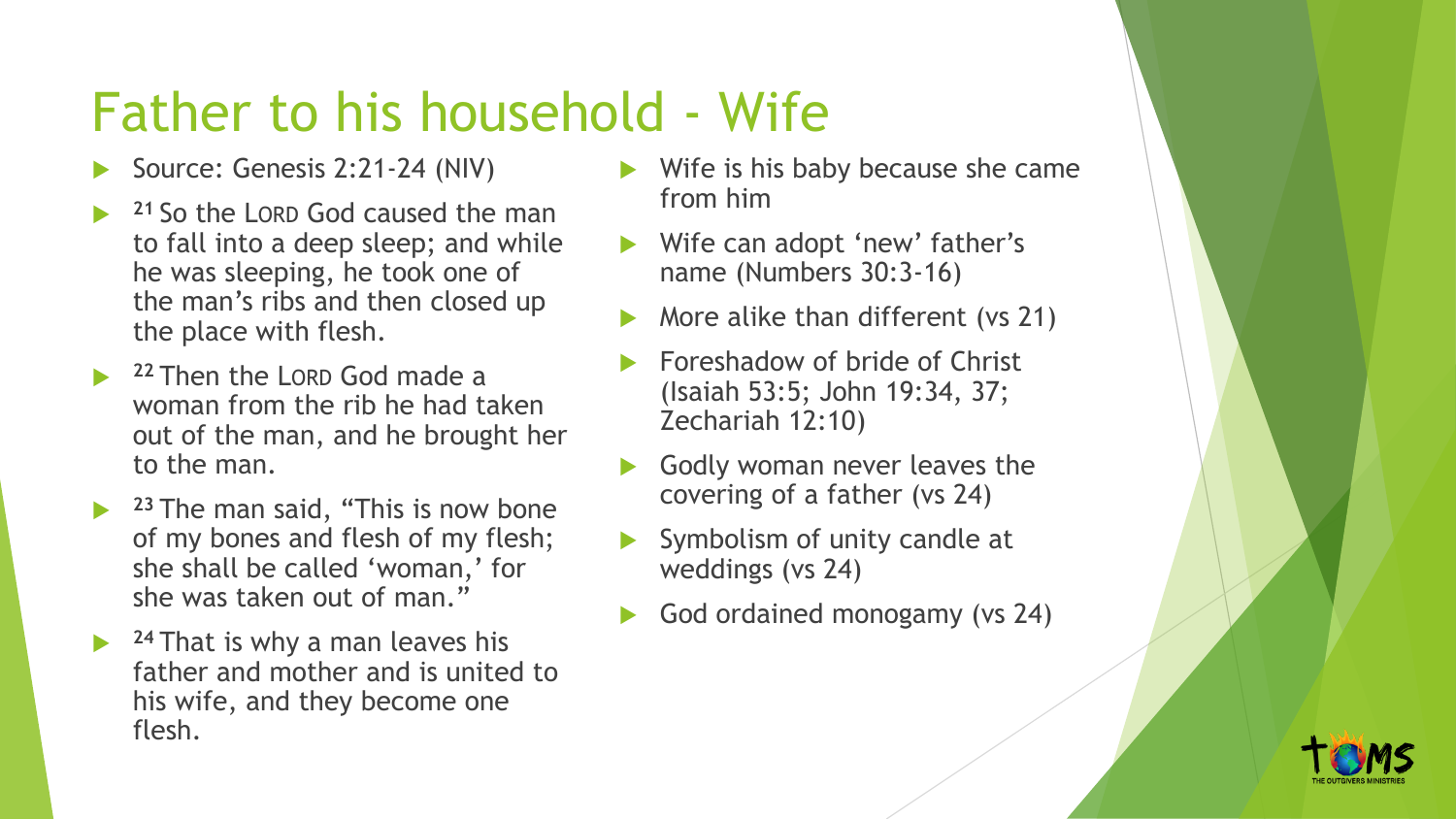# Father to his household - Wife

- Source: Genesis 2:21-24 (NIV)
- [21] So the LORD God caused the man to fall into a deep sleep; and while he was sleeping, he took one of the man's ribs and then closed up the place with flesh.
- [22] Then the LORD God made a woman from the rib he had taken out of the man, and he brought her to the man.
- [23] The man said, "This is now bone of my bones and flesh of my flesh; she shall be called 'woman,' for she was taken out of man."
- [24] That is why a man leaves his father and mother and is united to his wife, and they become one flesh.

- Wife is his baby because she came from him
- Wife can adopt 'new' father's name (Numbers 30:3-16)
- More alike than different (vs 21)
- Foreshadow of bride of Christ (Isaiah 53:5; John 19:34, 37; Zechariah 12:10)
- Godly woman never leaves the covering of a father (vs 24)
- Symbolism of unity candle at weddings (vs 24)
- God ordained monogamy (vs 24)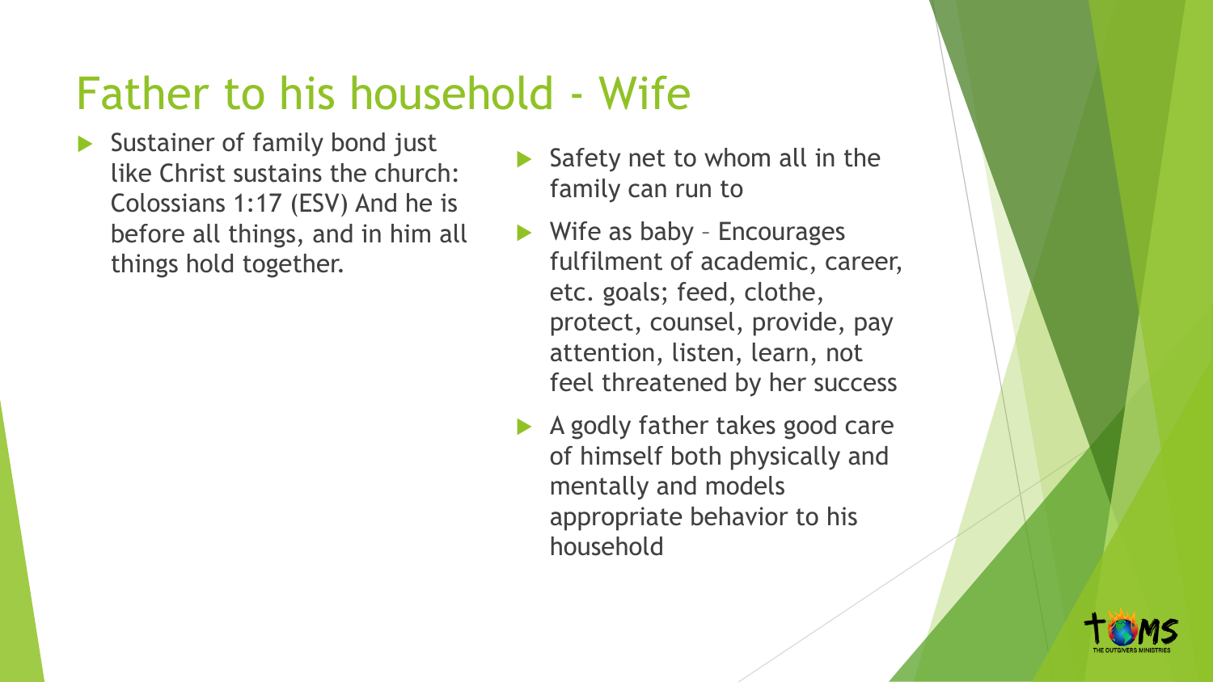# Father to his household - Wife

- Sustainer of family bond just like Christ sustains the church: Colossians 1:17 (ESV) And he is before all things, and in him all things hold together.
- Safety net to whom all in the family can run to
- Wife as baby – Encourages fulfilment of academic, career, etc. goals; feed, clothe, protect, counsel, provide, pay attention, listen, learn, not feel threatened by her success
- A godly father takes good care of himself both physically and mentally and models appropriate behavior to his household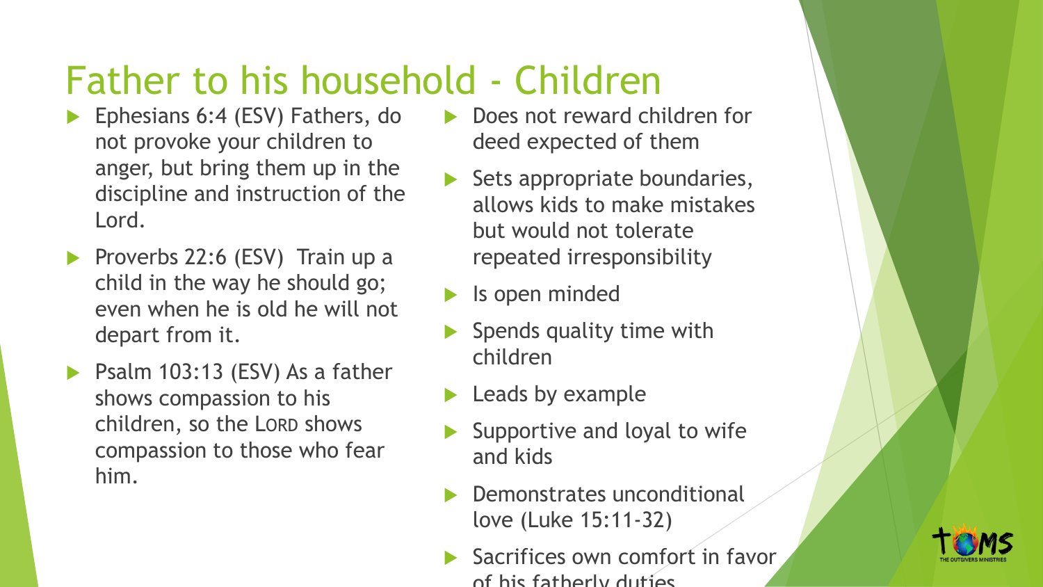# Father to his household - Children

- Ephesians 6:4 (ESV) Fathers, do not provoke your children to anger, but bring them up in the discipline and instruction of the Lord.
- Proverbs 22:6 (ESV) Train up a child in the way he should go; even when he is old he will not depart from it.
- Psalm 103:13 (ESV) As a father shows compassion to his children, so the LORD shows compassion to those who fear him.
- Does not reward children for deed expected of them
- Sets appropriate boundaries, allows kids to make mistakes but would not tolerate repeated irresponsibility
- Is open minded
- Spends quality time with children
- Leads by example
- Supportive and loyal to wife and kids
- Demonstrates unconditional love (Luke 15:11-32)
- Sacrifices own comfort in favor of his fatherly duties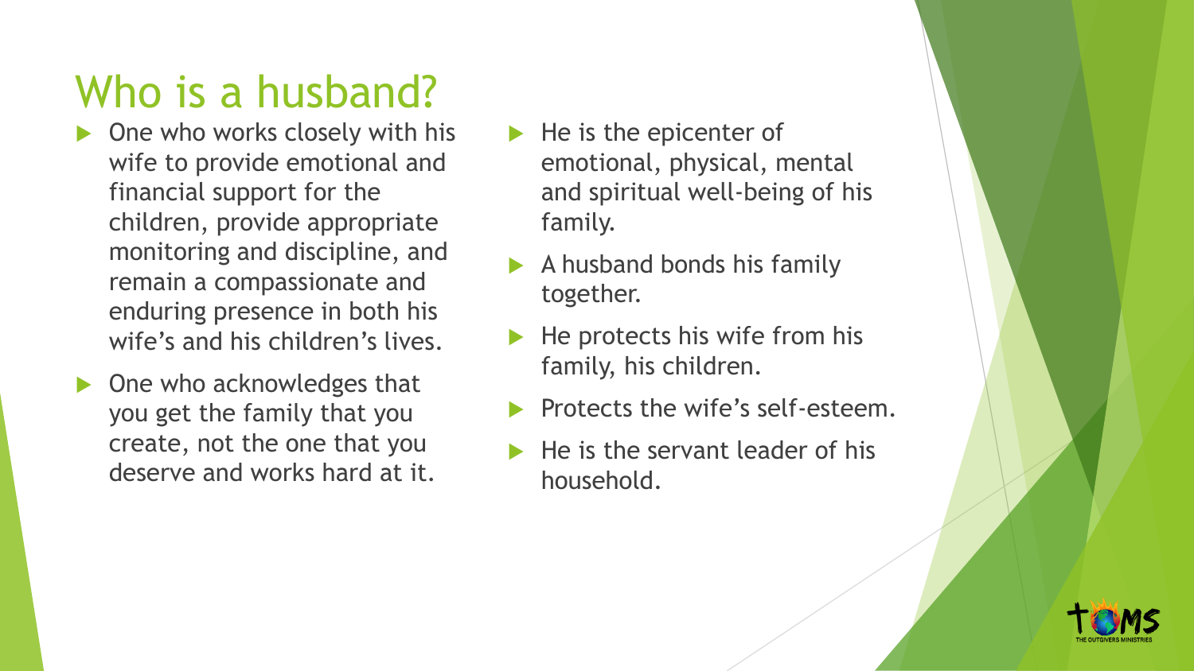# Who is a husband?

- One who works closely with his wife to provide emotional and financial support for the children, provide appropriate monitoring and discipline, and remain a compassionate and enduring presence in both his wife's and his children's lives.
- One who acknowledges that you get the family that you create, not the one that you deserve and works hard at it.
- He is the epicenter of emotional, physical, mental and spiritual well-being of his family.
- A husband bonds his family together.
- He protects his wife from his family, his children.
- Protects the wife's self-esteem.
- He is the servant leader of his household.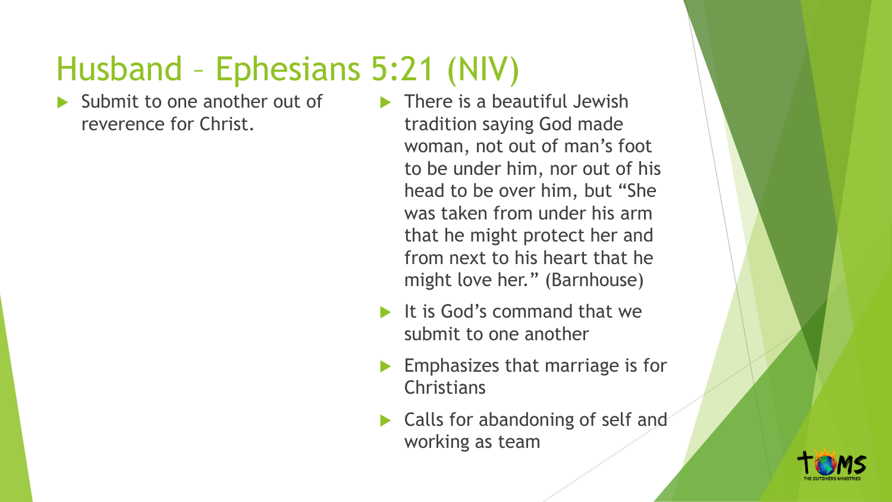# Husband – Ephesians 5:21 (NIV)

- Submit to one another out of reverence for Christ.

- There is a beautiful Jewish tradition saying God made woman, not out of man's foot to be under him, nor out of his head to be over him, but "She was taken from under his arm that he might protect her and from next to his heart that he might love her." (Barnhouse)
- It is God's command that we submit to one another
- Emphasizes that marriage is for Christians
- Calls for abandoning of self and working as team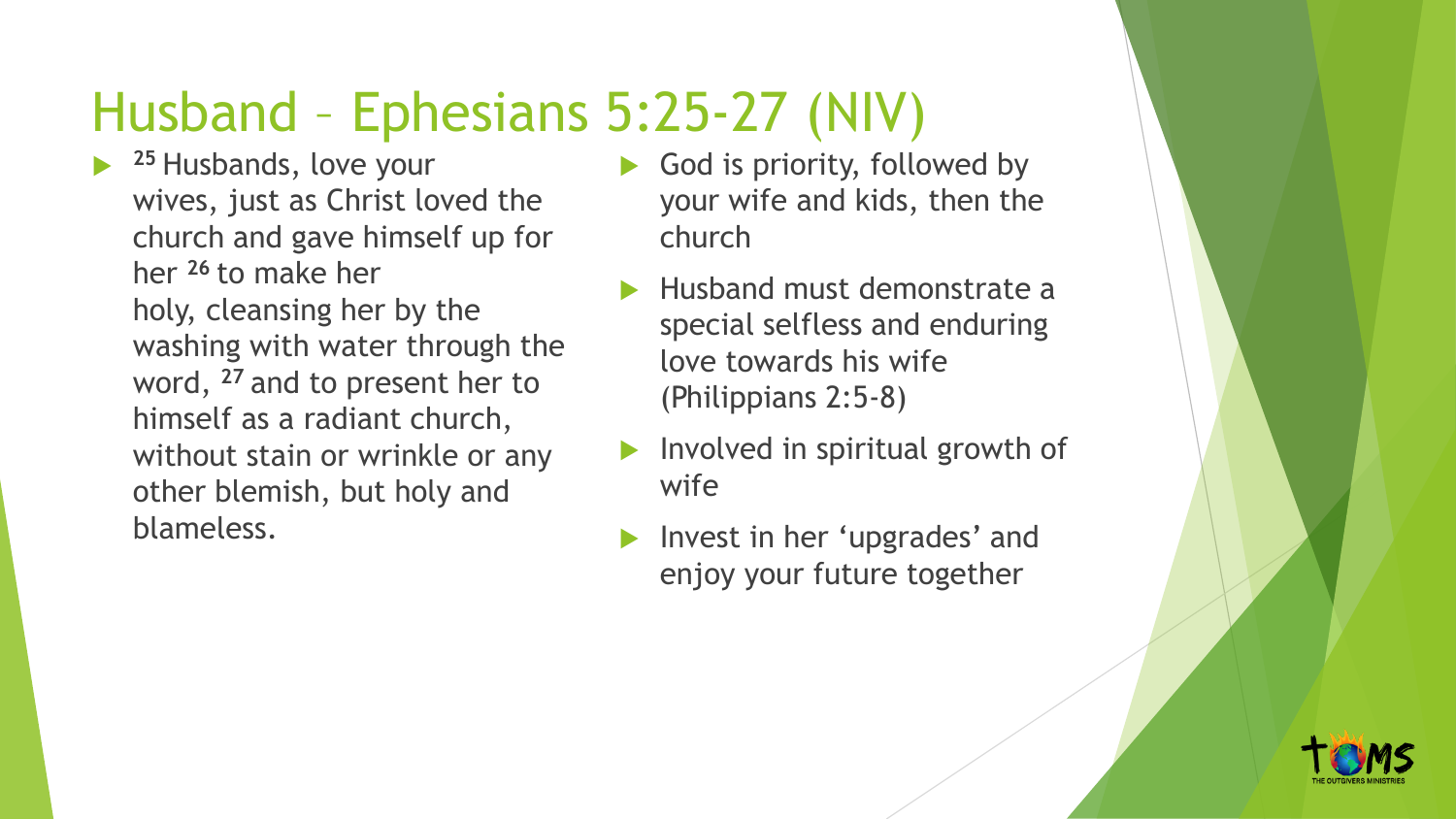# Husband – Ephesians 5:25-27 (NIV)

- [25] Husbands, love your wives, just as Christ loved the church and gave himself up for her [26] to make her holy, cleansing her by the washing with water through the word, [27] and to present her to himself as a radiant church, without stain or wrinkle or any other blemish, but holy and blameless.

- God is priority, followed by your wife and kids, then the church
- Husband must demonstrate a special selfless and enduring love towards his wife (Philippians 2:5-8)
- Involved in spiritual growth of wife
- Invest in her 'upgrades' and enjoy your future together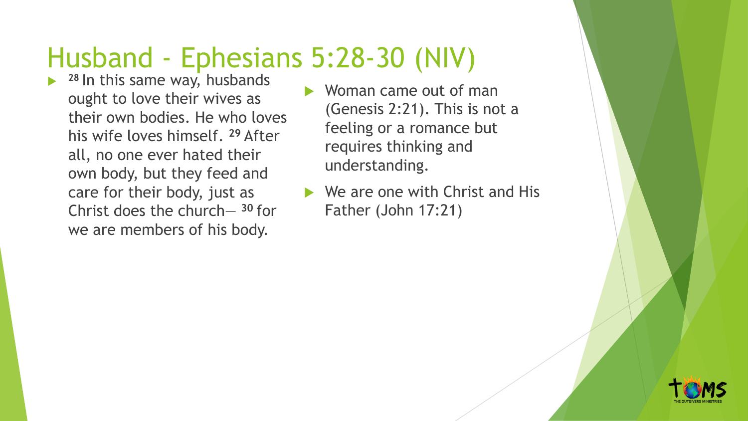# Husband - Ephesians 5:28-30 (NIV)

- [28] In this same way, husbands ought to love their wives as their own bodies. He who loves his wife loves himself. [29] After all, no one ever hated their own body, but they feed and care for their body, just as Christ does the church— [30] for we are members of his body.

- Woman came out of man (Genesis 2:21). This is not a feeling or a romance but requires thinking and understanding.
- We are one with Christ and His Father (John 17:21)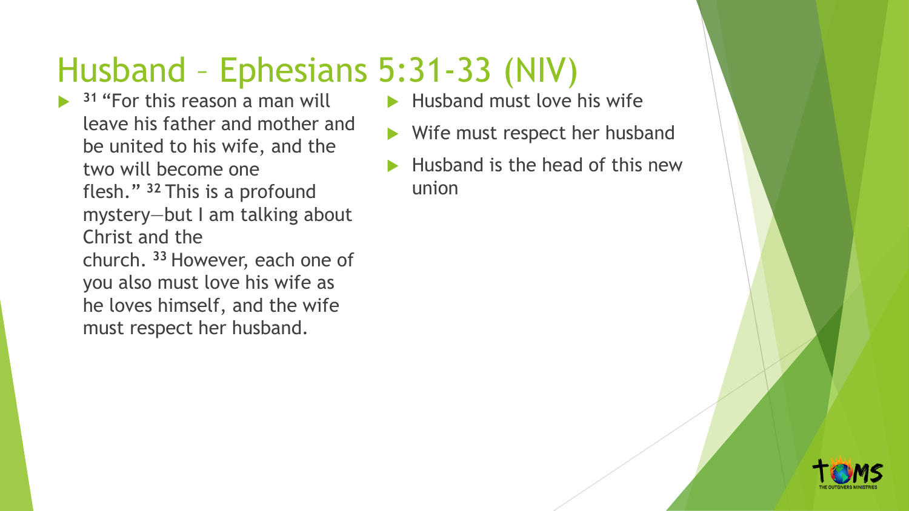# Husband – Ephesians 5:31-33 (NIV)

- [31] "For this reason a man will leave his father and mother and be united to his wife, and the two will become one flesh." [32] This is a profound mystery—but I am talking about Christ and the church. [33] However, each one of you also must love his wife as he loves himself, and the wife must respect her husband.

- Husband must love his wife
- Wife must respect her husband
- Husband is the head of this new union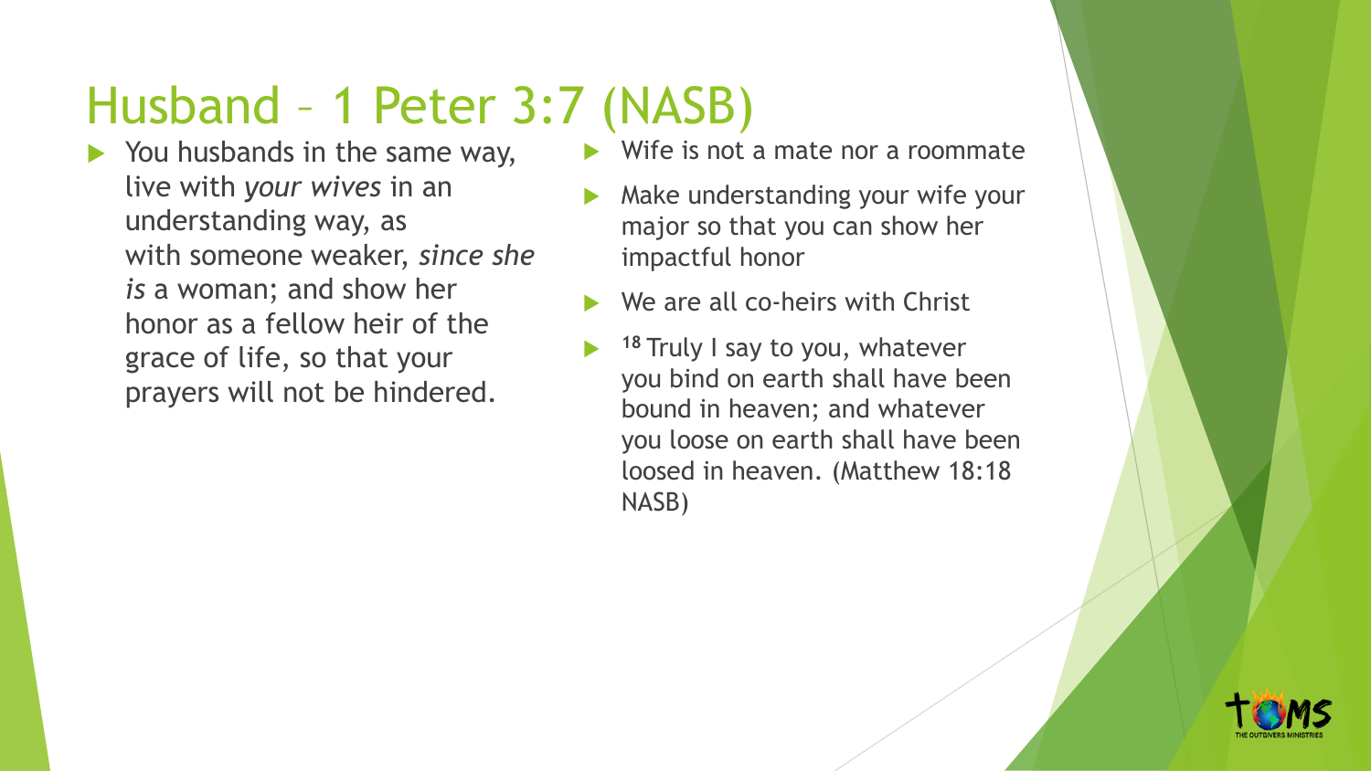# Husband – 1 Peter 3:7 (NASB)

- You husbands in the same way, live with *your wives* in an understanding way, as with someone weaker, *since she is* a woman; and show her honor as a fellow heir of the grace of life, so that your prayers will not be hindered.

- Wife is not a mate nor a roommate
- Make understanding your wife your major so that you can show her impactful honor
- We are all co-heirs with Christ
- [18] Truly I say to you, whatever you bind on earth shall have been bound in heaven; and whatever you loose on earth shall have been loosed in heaven. (Matthew 18:18 NASB)